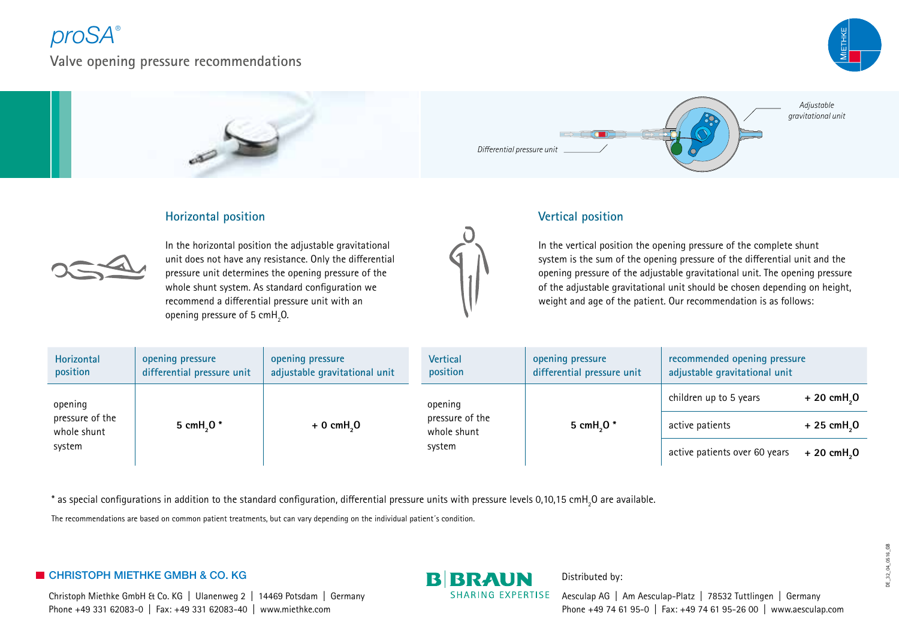# proSA®

## Valve opening pressure recommendations

Adjustable gravitational unit

Differential pressure unit

### Horizontal position

In the horizontal position the adjustable gravitational unit does not have any resistance. Only the differential pressure unit determines the opening pressure of the whole shunt system. As standard configuration we recommend a differential pressure unit with an opening pressure of 5 $cmH_2O$.

### Vertical position

In the vertical position the opening pressure of the complete shunt system is the sum of the opening pressure of the differential unit and the opening pressure of the adjustable gravitational unit. The opening pressure of the adjustable gravitational unit should be chosen depending on height, weight and age of the patient. Our recommendation is as follows:

| Horizontal position | opening pressure differential pressure unit | opening pressure adjustable gravitational unit |
|---|---|---|
| opening pressure of the whole shunt system | 5 $cmH_2O$ * | + 0 $cmH_2O$ |

| Vertical position | opening pressure differential pressure unit | recommended opening pressure adjustable gravitational unit | |
|---|---|---|---|
| opening pressure of the whole shunt system | 5 $cmH_2O$ * | children up to 5 years | + 20 $cmH_2O$ |
| | | active patients | + 25 $cmH_2O$ |
| | | active patients over 60 years | + 20 $cmH_2O$ |

* as special configurations in addition to the standard configuration, differential pressure units with pressure levels 0,10,15 $cmH_2O$ are available.

The recommendations are based on common patient treatments, but can vary depending on the individual patient´s condition.

**CHRISTOPH MIETHKE GMBH & CO. KG**

Christoph Miethke GmbH & Co. KG | Ulanenweg 2 | 14469 Potsdam | Germany
Phone +49 331 62083-0 | Fax: +49 331 62083-40 | www.miethke.com

B|BRAUN SHARING EXPERTISE

Distributed by:

Aesculap AG | Am Aesculap-Platz | 78532 Tuttlingen | Germany
Phone +49 74 61 95-0 | Fax: +49 74 61 95-26 00 | www.aesculap.com

DE_32_04_0516_GB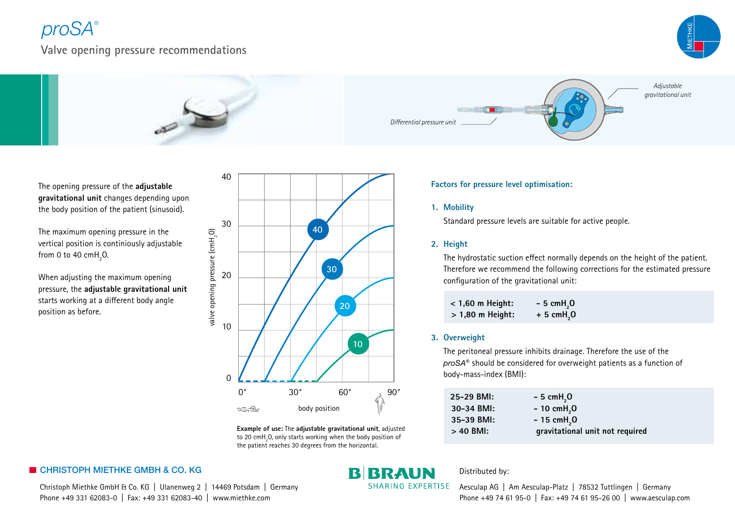# proSA®

## Valve opening pressure recommendations

Adjustable gravitational unit

Differential pressure unit

The opening pressure of the **adjustable gravitational unit** changes depending upon the body position of the patient (sinusoid).

The maximum opening pressure in the vertical position is continiously adjustable from 0 to 40 $cmH_2O$.

When adjusting the maximum opening pressure, the **adjustable gravitational unit** starts working at a different body angle position as before.

valve opening pressure ($cmH_2O$)

40
30
20
10
0

0° 30° 60° 90°

body position

40
30
20
10

**Example of use:** The **adjustable gravitational unit**, adjusted to 20 $cmH_2O$, only starts working when the body position of the patient reaches 30 degrees from the horizontal.

### Factors for pressure level optimisation:

**1. Mobility**

Standard pressure levels are suitable for active people.

**2. Height**

The hydrostatic suction effect normally depends on the height of the patient. Therefore we recommend the following corrections for the estimated pressure configuration of the gravitational unit:

| | |
|---|---|
| **< 1,60 m Height:** | **- 5 $cmH_2O$** |
| **> 1,80 m Height:** | **+ 5 $cmH_2O$** |

**3. Overweight**

The peritoneal pressure inhibits drainage. Therefore the use of the *proSA®* should be considered for overweight patients as a function of body-mass-index (BMI):

| | |
|---|---|
| **25-29 BMI:** | **- 5 $cmH_2O$** |
| **30-34 BMI:** | **- 10 $cmH_2O$** |
| **35-39 BMI:** | **- 15 $cmH_2O$** |
| **> 40 BMI:** | **gravitational unit not required** |

**CHRISTOPH MIETHKE GMBH & CO. KG**

Christoph Miethke GmbH & Co. KG | Ulanenweg 2 | 14469 Potsdam | Germany
Phone +49 331 62083-0 | Fax: +49 331 62083-40 | www.miethke.com

B|BRAUN SHARING EXPERTISE

Distributed by:

Aesculap AG | Am Aesculap-Platz | 78532 Tuttlingen | Germany
Phone +49 74 61 95-0 | Fax: +49 74 61 95-26 00 | www.aesculap.com